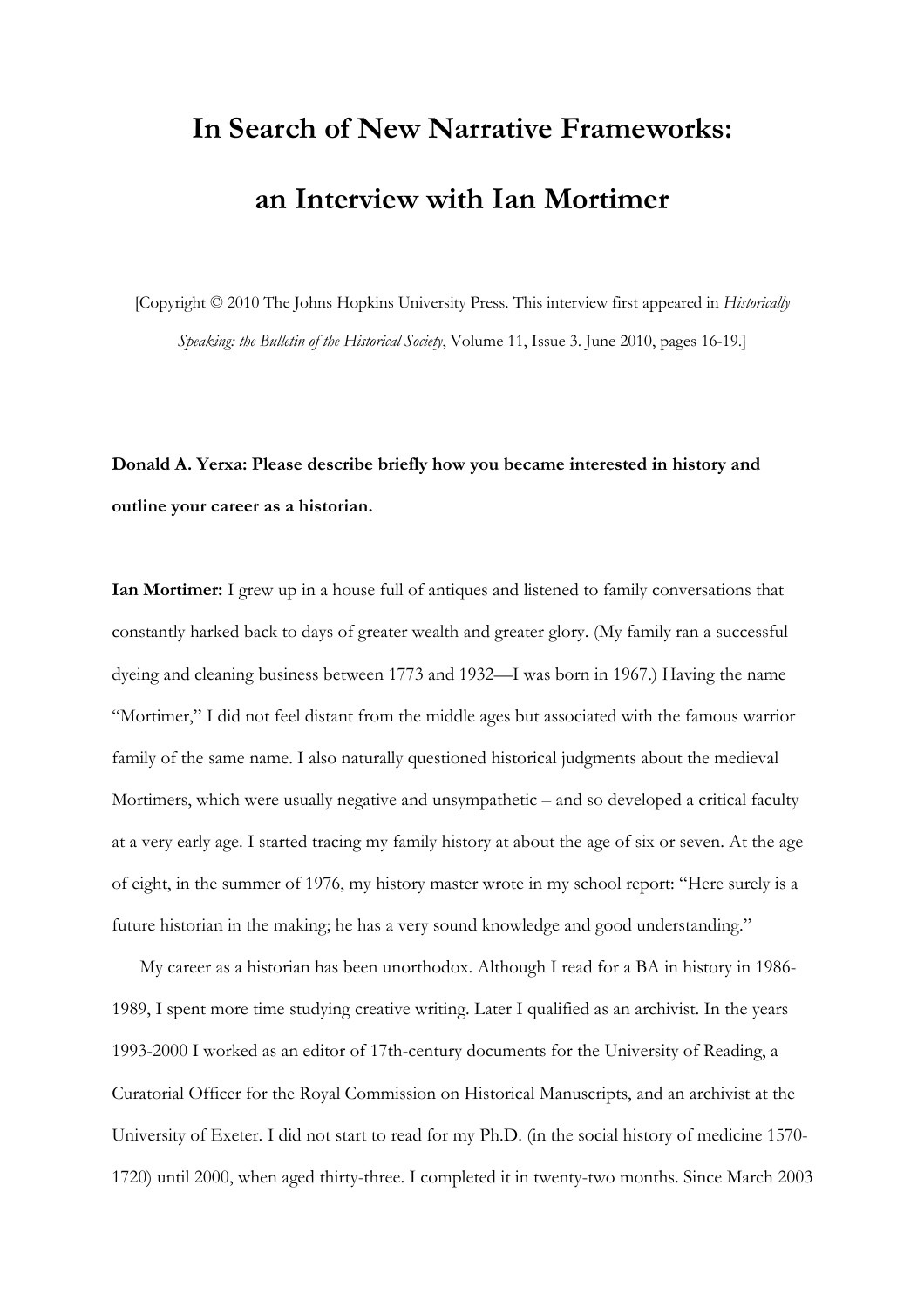# In Search of New Narrative Frameworks:

# an Interview with Ian Mortimer

[Copyright © 2010 The Johns Hopkins University Press. This interview first appeared in *Historically Speaking: the Bulletin of the Historical Society*, Volume 11, Issue 3. June 2010, pages 16-19.]

**Donald A. Yerxa: Please describe briefly how you became interested in history and outline your career as a historian.**

**Ian Mortimer:** I grew up in a house full of antiques and listened to family conversations that constantly harked back to days of greater wealth and greater glory. (My family ran a successful dyeing and cleaning business between 1773 and 1932—I was born in 1967.) Having the name "Mortimer," I did not feel distant from the middle ages but associated with the famous warrior family of the same name. I also naturally questioned historical judgments about the medieval Mortimers, which were usually negative and unsympathetic – and so developed a critical faculty at a very early age. I started tracing my family history at about the age of six or seven. At the age of eight, in the summer of 1976, my history master wrote in my school report: "Here surely is a future historian in the making; he has a very sound knowledge and good understanding."

My career as a historian has been unorthodox. Although I read for a BA in history in 1986-1989, I spent more time studying creative writing. Later I qualified as an archivist. In the years 1993-2000 I worked as an editor of 17th-century documents for the University of Reading, a Curatorial Officer for the Royal Commission on Historical Manuscripts, and an archivist at the University of Exeter. I did not start to read for my Ph.D. (in the social history of medicine 1570-1720) until 2000, when aged thirty-three. I completed it in twenty-two months. Since March 2003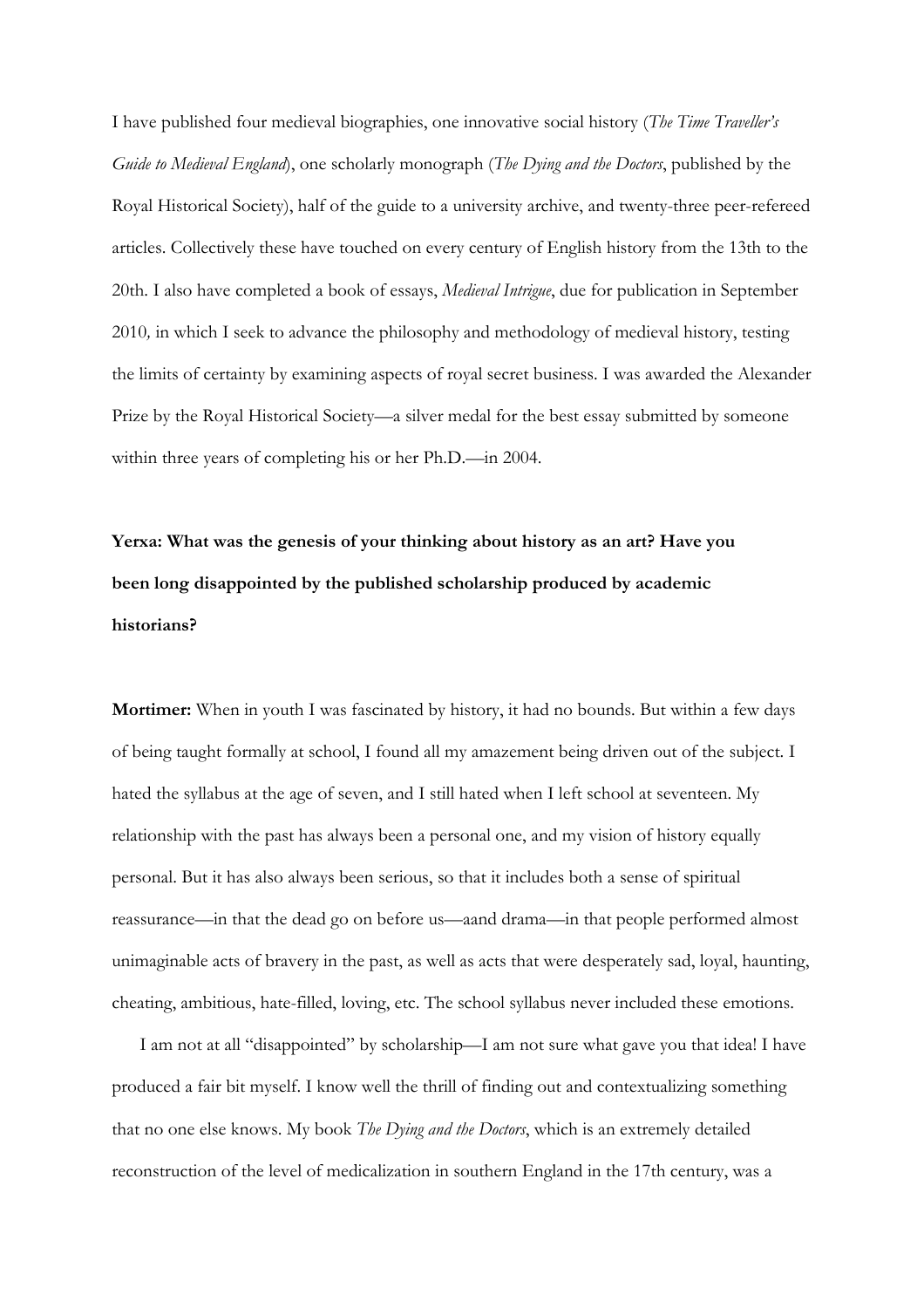I have published four medieval biographies, one innovative social history (*The Time Traveller's Guide to Medieval England*), one scholarly monograph (*The Dying and the Doctors*, published by the Royal Historical Society), half of the guide to a university archive, and twenty-three peer-refereed articles. Collectively these have touched on every century of English history from the 13th to the 20th. I also have completed a book of essays, *Medieval Intrigue*, due for publication in September 2010, in which I seek to advance the philosophy and methodology of medieval history, testing the limits of certainty by examining aspects of royal secret business. I was awarded the Alexander Prize by the Royal Historical Society—a silver medal for the best essay submitted by someone within three years of completing his or her Ph.D.—in 2004.

**Yerxa: What was the genesis of your thinking about history as an art? Have you been long disappointed by the published scholarship produced by academic historians?**

**Mortimer:** When in youth I was fascinated by history, it had no bounds. But within a few days of being taught formally at school, I found all my amazement being driven out of the subject. I hated the syllabus at the age of seven, and I still hated when I left school at seventeen. My relationship with the past has always been a personal one, and my vision of history equally personal. But it has also always been serious, so that it includes both a sense of spiritual reassurance—in that the dead go on before us—aand drama—in that people performed almost unimaginable acts of bravery in the past, as well as acts that were desperately sad, loyal, haunting, cheating, ambitious, hate-filled, loving, etc. The school syllabus never included these emotions.

I am not at all "disappointed" by scholarship—I am not sure what gave you that idea! I have produced a fair bit myself. I know well the thrill of finding out and contextualizing something that no one else knows. My book *The Dying and the Doctors*, which is an extremely detailed reconstruction of the level of medicalization in southern England in the 17th century, was a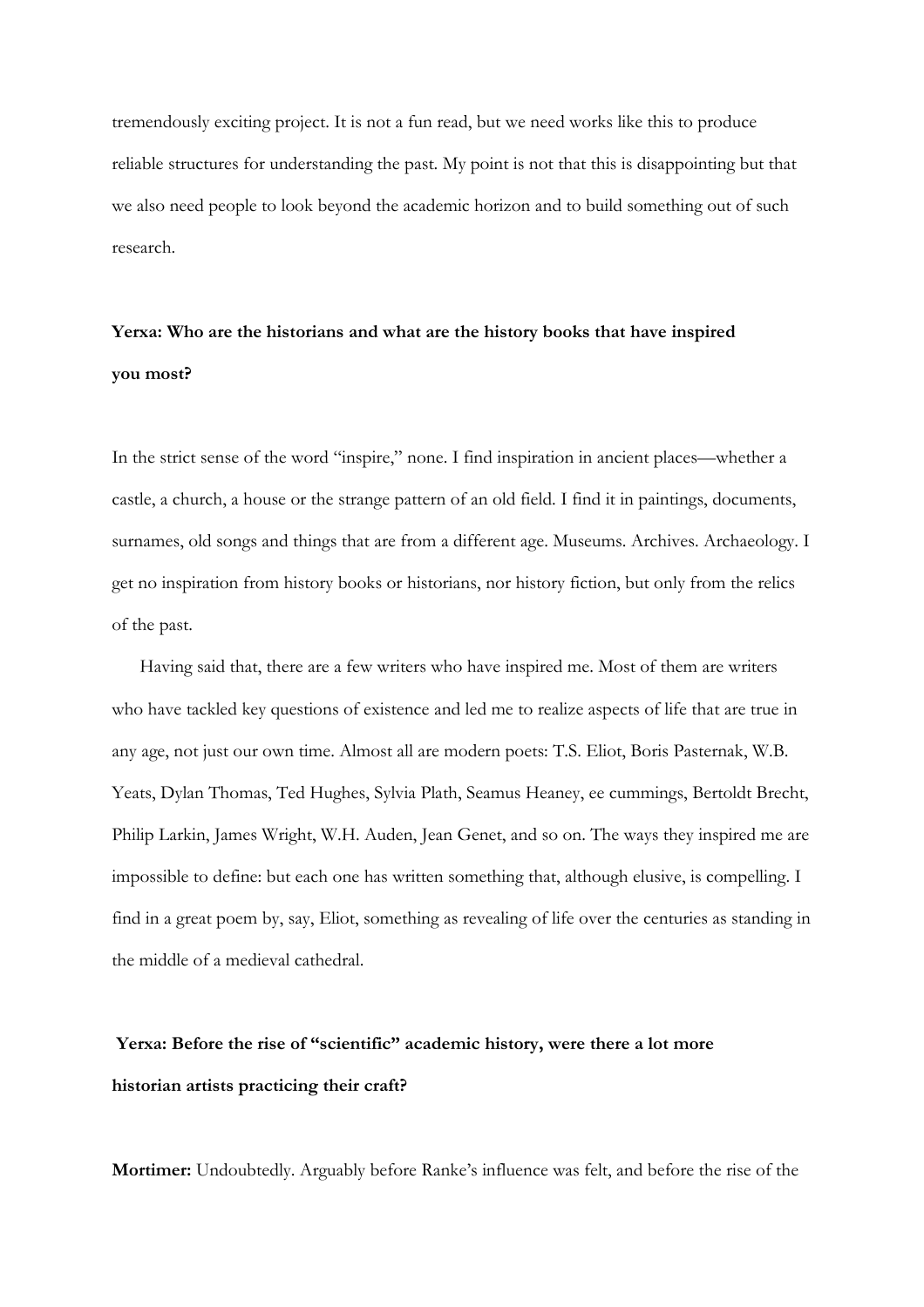tremendously exciting project. It is not a fun read, but we need works like this to produce reliable structures for understanding the past. My point is not that this is disappointing but that we also need people to look beyond the academic horizon and to build something out of such research.

**Yerxa: Who are the historians and what are the history books that have inspired you most?**

In the strict sense of the word "inspire," none. I find inspiration in ancient places—whether a castle, a church, a house or the strange pattern of an old field. I find it in paintings, documents, surnames, old songs and things that are from a different age. Museums. Archives. Archaeology. I get no inspiration from history books or historians, nor history fiction, but only from the relics of the past.

Having said that, there are a few writers who have inspired me. Most of them are writers who have tackled key questions of existence and led me to realize aspects of life that are true in any age, not just our own time. Almost all are modern poets: T.S. Eliot, Boris Pasternak, W.B. Yeats, Dylan Thomas, Ted Hughes, Sylvia Plath, Seamus Heaney, ee cummings, Bertoldt Brecht, Philip Larkin, James Wright, W.H. Auden, Jean Genet, and so on. The ways they inspired me are impossible to define: but each one has written something that, although elusive, is compelling. I find in a great poem by, say, Eliot, something as revealing of life over the centuries as standing in the middle of a medieval cathedral.

**Yerxa: Before the rise of "scientific" academic history, were there a lot more historian artists practicing their craft?**

**Mortimer:** Undoubtedly. Arguably before Ranke's influence was felt, and before the rise of the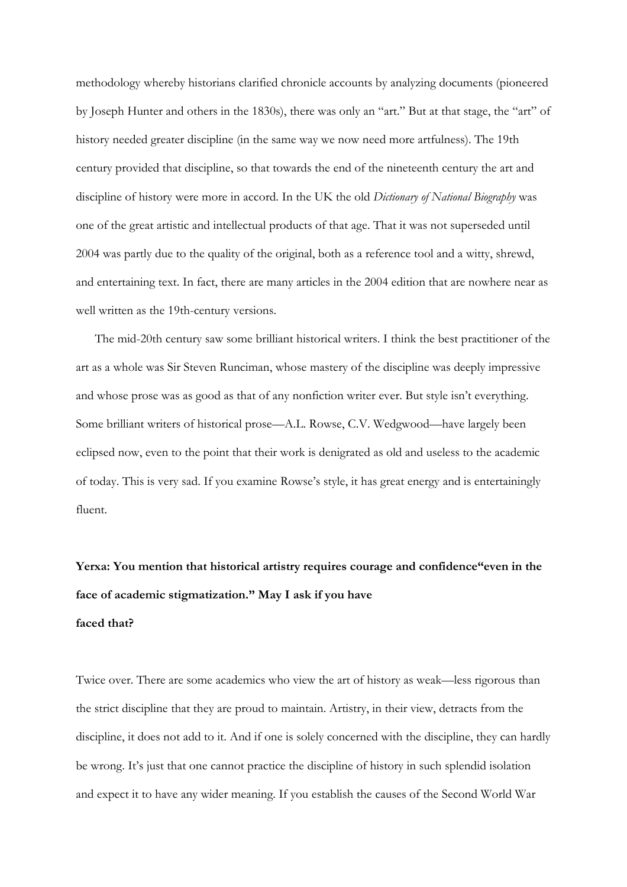methodology whereby historians clarified chronicle accounts by analyzing documents (pioneered by Joseph Hunter and others in the 1830s), there was only an "art." But at that stage, the "art" of history needed greater discipline (in the same way we now need more artfulness). The 19th century provided that discipline, so that towards the end of the nineteenth century the art and discipline of history were more in accord. In the UK the old *Dictionary of National Biography* was one of the great artistic and intellectual products of that age. That it was not superseded until 2004 was partly due to the quality of the original, both as a reference tool and a witty, shrewd, and entertaining text. In fact, there are many articles in the 2004 edition that are nowhere near as well written as the 19th-century versions.

The mid-20th century saw some brilliant historical writers. I think the best practitioner of the art as a whole was Sir Steven Runciman, whose mastery of the discipline was deeply impressive and whose prose was as good as that of any nonfiction writer ever. But style isn't everything. Some brilliant writers of historical prose—A.L. Rowse, C.V. Wedgwood—have largely been eclipsed now, even to the point that their work is denigrated as old and useless to the academic of today. This is very sad. If you examine Rowse's style, it has great energy and is entertainingly fluent.

**Yerxa: You mention that historical artistry requires courage and confidence"even in the face of academic stigmatization." May I ask if you have faced that?**

Twice over. There are some academics who view the art of history as weak—less rigorous than the strict discipline that they are proud to maintain. Artistry, in their view, detracts from the discipline, it does not add to it. And if one is solely concerned with the discipline, they can hardly be wrong. It's just that one cannot practice the discipline of history in such splendid isolation and expect it to have any wider meaning. If you establish the causes of the Second World War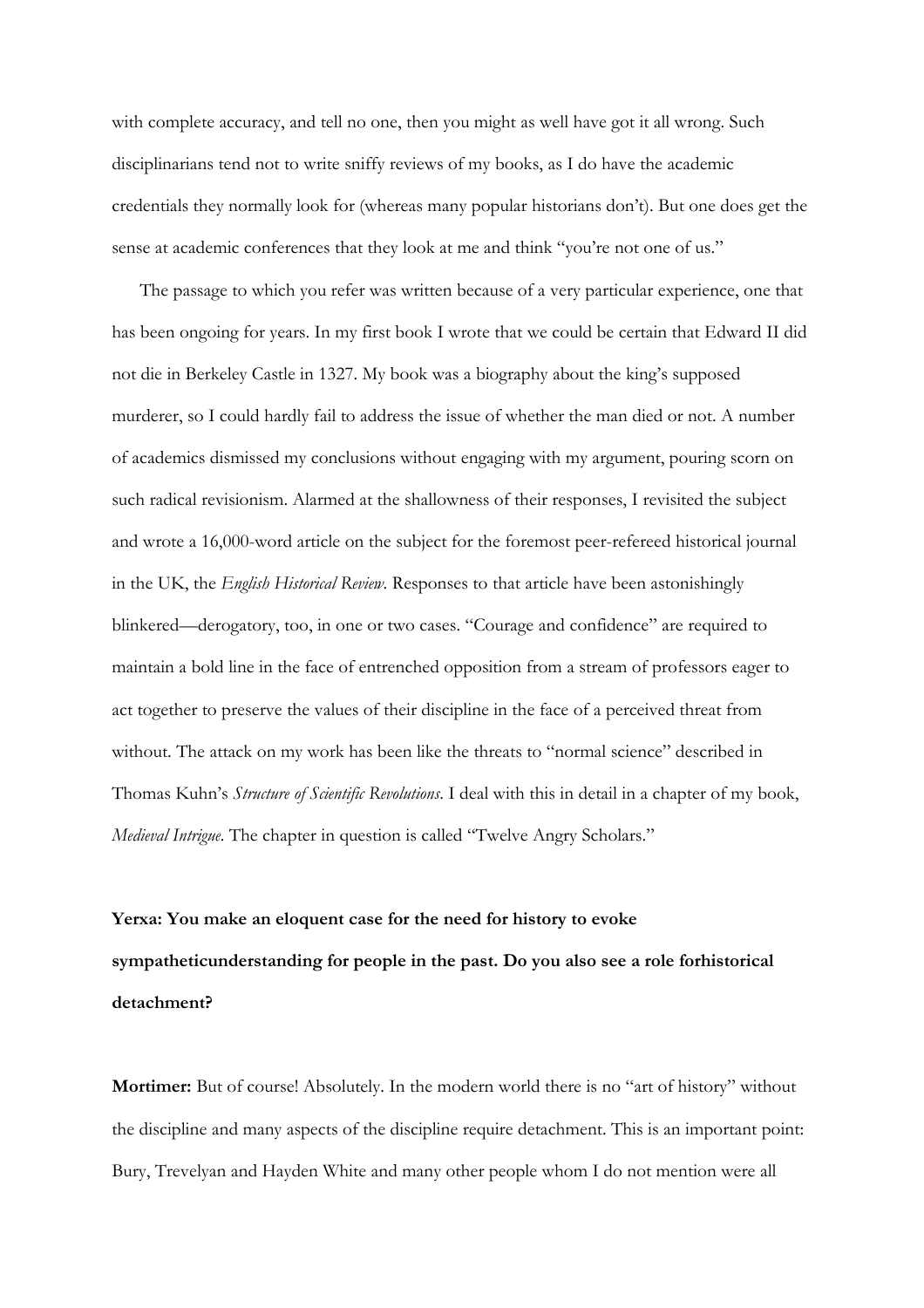with complete accuracy, and tell no one, then you might as well have got it all wrong. Such disciplinarians tend not to write sniffy reviews of my books, as I do have the academic credentials they normally look for (whereas many popular historians don't). But one does get the sense at academic conferences that they look at me and think "you're not one of us."

The passage to which you refer was written because of a very particular experience, one that has been ongoing for years. In my first book I wrote that we could be certain that Edward II did not die in Berkeley Castle in 1327. My book was a biography about the king's supposed murderer, so I could hardly fail to address the issue of whether the man died or not. A number of academics dismissed my conclusions without engaging with my argument, pouring scorn on such radical revisionism. Alarmed at the shallowness of their responses, I revisited the subject and wrote a 16,000-word article on the subject for the foremost peer-refereed historical journal in the UK, the *English Historical Review*. Responses to that article have been astonishingly blinkered—derogatory, too, in one or two cases. "Courage and confidence" are required to maintain a bold line in the face of entrenched opposition from a stream of professors eager to act together to preserve the values of their discipline in the face of a perceived threat from without. The attack on my work has been like the threats to "normal science" described in Thomas Kuhn's *Structure of Scientific Revolutions*. I deal with this in detail in a chapter of my book, *Medieval Intrigue*. The chapter in question is called "Twelve Angry Scholars."

**Yerxa: You make an eloquent case for the need for history to evoke sympatheticunderstanding for people in the past. Do you also see a role forhistorical detachment?**

**Mortimer:** But of course! Absolutely. In the modern world there is no "art of history" without the discipline and many aspects of the discipline require detachment. This is an important point: Bury, Trevelyan and Hayden White and many other people whom I do not mention were all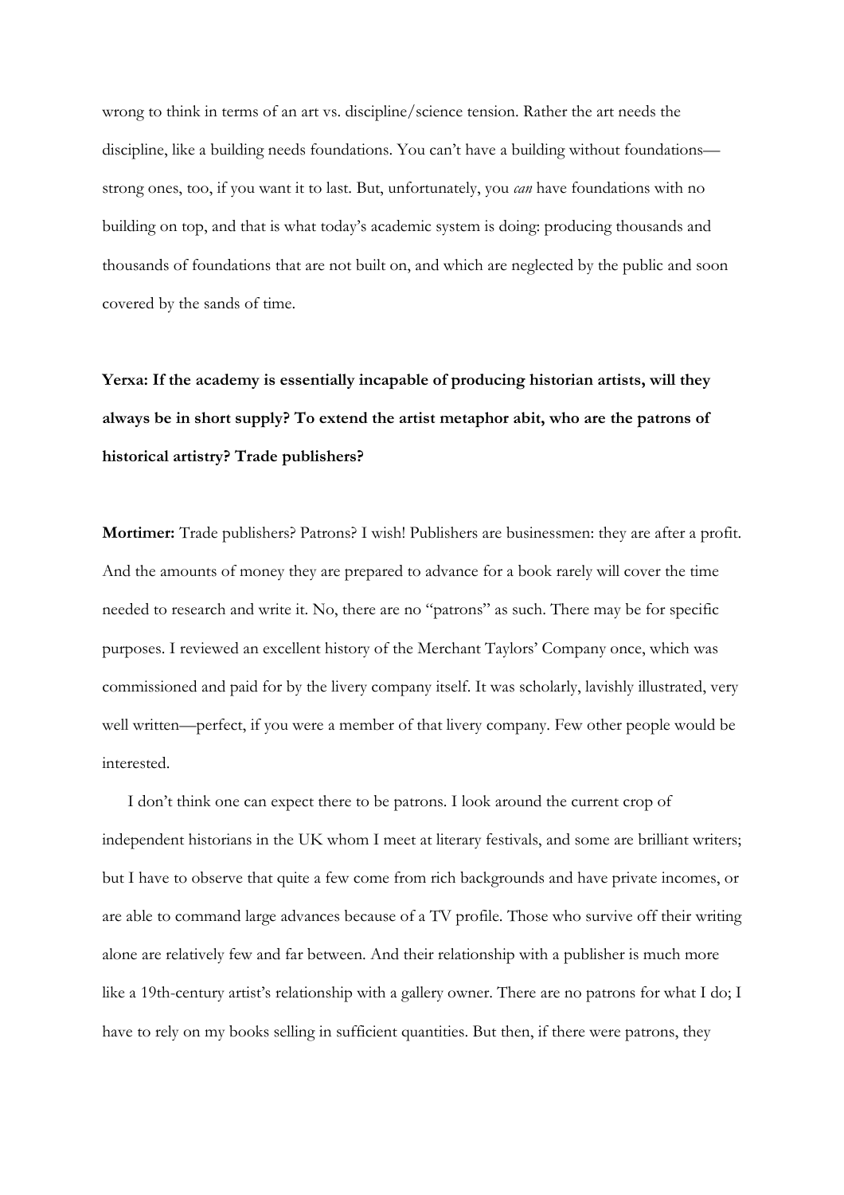wrong to think in terms of an art vs. discipline/science tension. Rather the art needs the discipline, like a building needs foundations. You can't have a building without foundations—strong ones, too, if you want it to last. But, unfortunately, you *can* have foundations with no building on top, and that is what today's academic system is doing: producing thousands and thousands of foundations that are not built on, and which are neglected by the public and soon covered by the sands of time.

**Yerxa: If the academy is essentially incapable of producing historian artists, will they always be in short supply? To extend the artist metaphor abit, who are the patrons of historical artistry? Trade publishers?**

**Mortimer:** Trade publishers? Patrons? I wish! Publishers are businessmen: they are after a profit. And the amounts of money they are prepared to advance for a book rarely will cover the time needed to research and write it. No, there are no "patrons" as such. There may be for specific purposes. I reviewed an excellent history of the Merchant Taylors' Company once, which was commissioned and paid for by the livery company itself. It was scholarly, lavishly illustrated, very well written—perfect, if you were a member of that livery company. Few other people would be interested.

I don't think one can expect there to be patrons. I look around the current crop of independent historians in the UK whom I meet at literary festivals, and some are brilliant writers; but I have to observe that quite a few come from rich backgrounds and have private incomes, or are able to command large advances because of a TV profile. Those who survive off their writing alone are relatively few and far between. And their relationship with a publisher is much more like a 19th-century artist's relationship with a gallery owner. There are no patrons for what I do; I have to rely on my books selling in sufficient quantities. But then, if there were patrons, they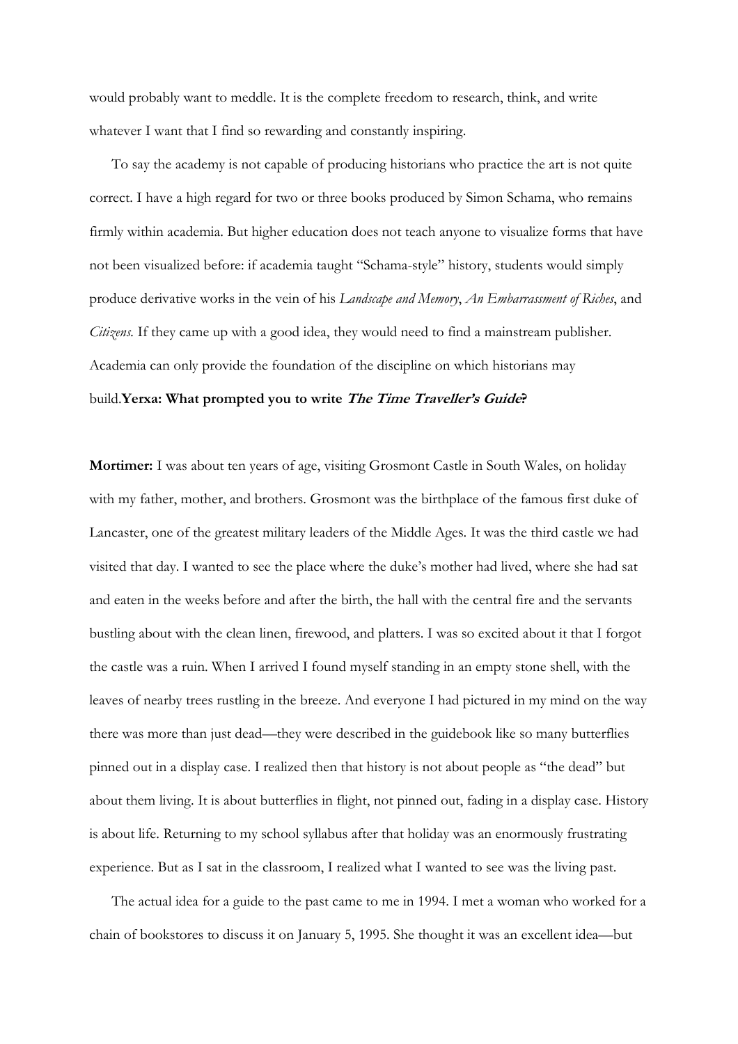would probably want to meddle. It is the complete freedom to research, think, and write whatever I want that I find so rewarding and constantly inspiring.

To say the academy is not capable of producing historians who practice the art is not quite correct. I have a high regard for two or three books produced by Simon Schama, who remains firmly within academia. But higher education does not teach anyone to visualize forms that have not been visualized before: if academia taught "Schama-style" history, students would simply produce derivative works in the vein of his *Landscape and Memory*, *An Embarrassment of Riches*, and *Citizens*. If they came up with a good idea, they would need to find a mainstream publisher. Academia can only provide the foundation of the discipline on which historians may build.

**Yerxa: What prompted you to write *The Time Traveller's Guide*?**

**Mortimer:** I was about ten years of age, visiting Grosmont Castle in South Wales, on holiday with my father, mother, and brothers. Grosmont was the birthplace of the famous first duke of Lancaster, one of the greatest military leaders of the Middle Ages. It was the third castle we had visited that day. I wanted to see the place where the duke's mother had lived, where she had sat and eaten in the weeks before and after the birth, the hall with the central fire and the servants bustling about with the clean linen, firewood, and platters. I was so excited about it that I forgot the castle was a ruin. When I arrived I found myself standing in an empty stone shell, with the leaves of nearby trees rustling in the breeze. And everyone I had pictured in my mind on the way there was more than just dead—they were described in the guidebook like so many butterflies pinned out in a display case. I realized then that history is not about people as "the dead" but about them living. It is about butterflies in flight, not pinned out, fading in a display case. History is about life. Returning to my school syllabus after that holiday was an enormously frustrating experience. But as I sat in the classroom, I realized what I wanted to see was the living past.

The actual idea for a guide to the past came to me in 1994. I met a woman who worked for a chain of bookstores to discuss it on January 5, 1995. She thought it was an excellent idea—but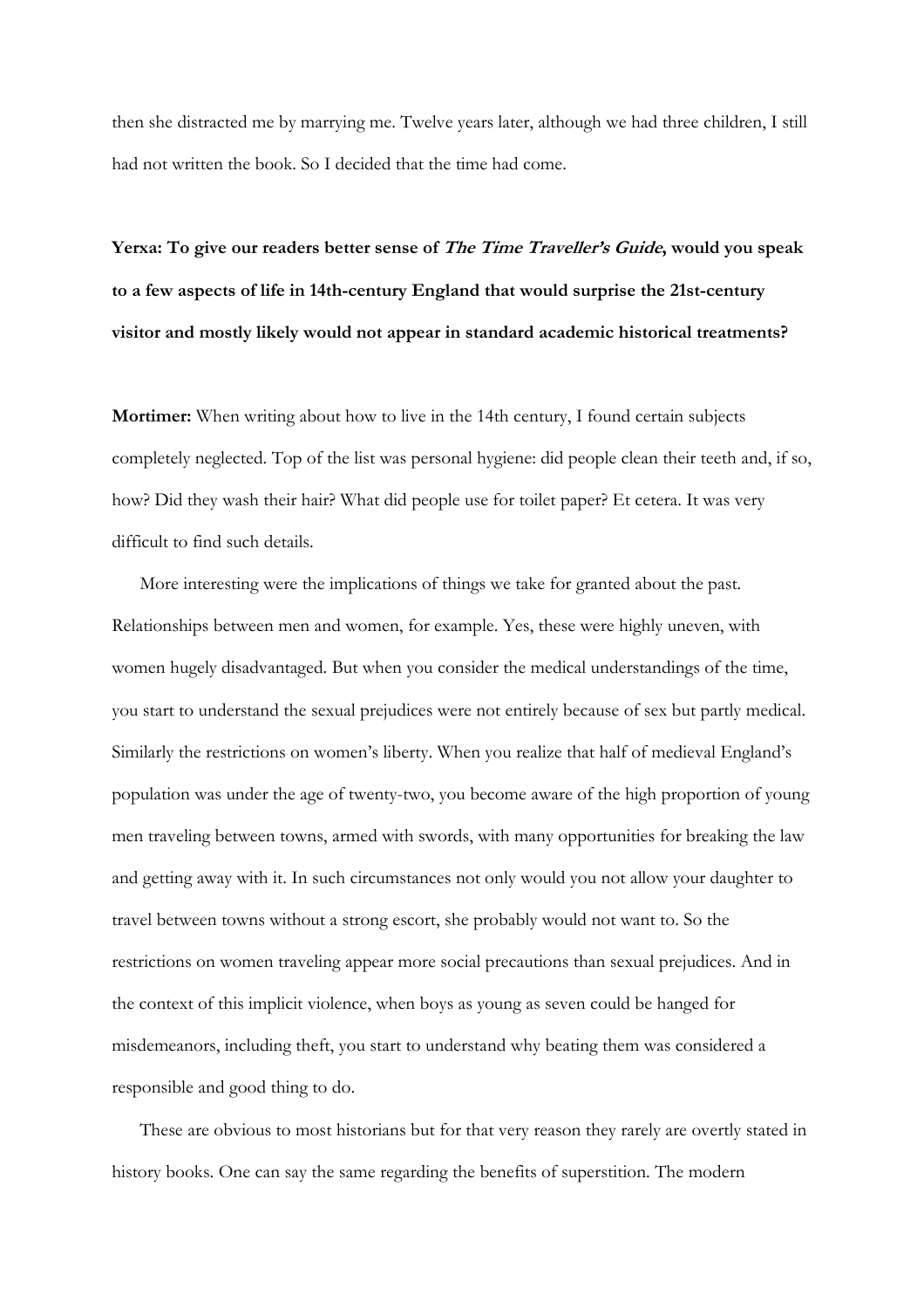then she distracted me by marrying me. Twelve years later, although we had three children, I still had not written the book. So I decided that the time had come.

**Yerxa: To give our readers better sense of *The Time Traveller's Guide*, would you speak to a few aspects of life in 14th-century England that would surprise the 21st-century visitor and mostly likely would not appear in standard academic historical treatments?**

**Mortimer:** When writing about how to live in the 14th century, I found certain subjects completely neglected. Top of the list was personal hygiene: did people clean their teeth and, if so, how? Did they wash their hair? What did people use for toilet paper? Et cetera. It was very difficult to find such details.

More interesting were the implications of things we take for granted about the past. Relationships between men and women, for example. Yes, these were highly uneven, with women hugely disadvantaged. But when you consider the medical understandings of the time, you start to understand the sexual prejudices were not entirely because of sex but partly medical. Similarly the restrictions on women's liberty. When you realize that half of medieval England's population was under the age of twenty-two, you become aware of the high proportion of young men traveling between towns, armed with swords, with many opportunities for breaking the law and getting away with it. In such circumstances not only would you not allow your daughter to travel between towns without a strong escort, she probably would not want to. So the restrictions on women traveling appear more social precautions than sexual prejudices. And in the context of this implicit violence, when boys as young as seven could be hanged for misdemeanors, including theft, you start to understand why beating them was considered a responsible and good thing to do.

These are obvious to most historians but for that very reason they rarely are overtly stated in history books. One can say the same regarding the benefits of superstition. The modern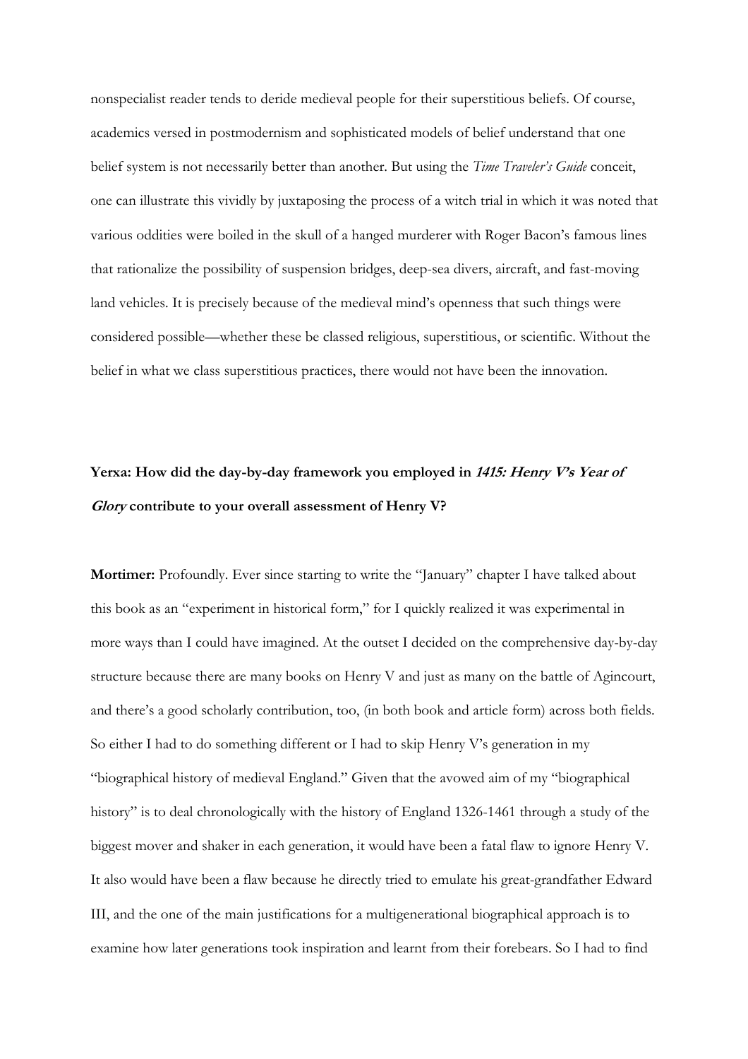nonspecialist reader tends to deride medieval people for their superstitious beliefs. Of course, academics versed in postmodernism and sophisticated models of belief understand that one belief system is not necessarily better than another. But using the *Time Traveler's Guide* conceit, one can illustrate this vividly by juxtaposing the process of a witch trial in which it was noted that various oddities were boiled in the skull of a hanged murderer with Roger Bacon's famous lines that rationalize the possibility of suspension bridges, deep-sea divers, aircraft, and fast-moving land vehicles. It is precisely because of the medieval mind's openness that such things were considered possible—whether these be classed religious, superstitious, or scientific. Without the belief in what we class superstitious practices, there would not have been the innovation.

**Yerxa: How did the day-by-day framework you employed in *1415: Henry V's Year of Glory* contribute to your overall assessment of Henry V?**

**Mortimer:** Profoundly. Ever since starting to write the "January" chapter I have talked about this book as an "experiment in historical form," for I quickly realized it was experimental in more ways than I could have imagined. At the outset I decided on the comprehensive day-by-day structure because there are many books on Henry V and just as many on the battle of Agincourt, and there's a good scholarly contribution, too, (in both book and article form) across both fields. So either I had to do something different or I had to skip Henry V's generation in my "biographical history of medieval England." Given that the avowed aim of my "biographical history" is to deal chronologically with the history of England 1326-1461 through a study of the biggest mover and shaker in each generation, it would have been a fatal flaw to ignore Henry V. It also would have been a flaw because he directly tried to emulate his great-grandfather Edward III, and the one of the main justifications for a multigenerational biographical approach is to examine how later generations took inspiration and learnt from their forebears. So I had to find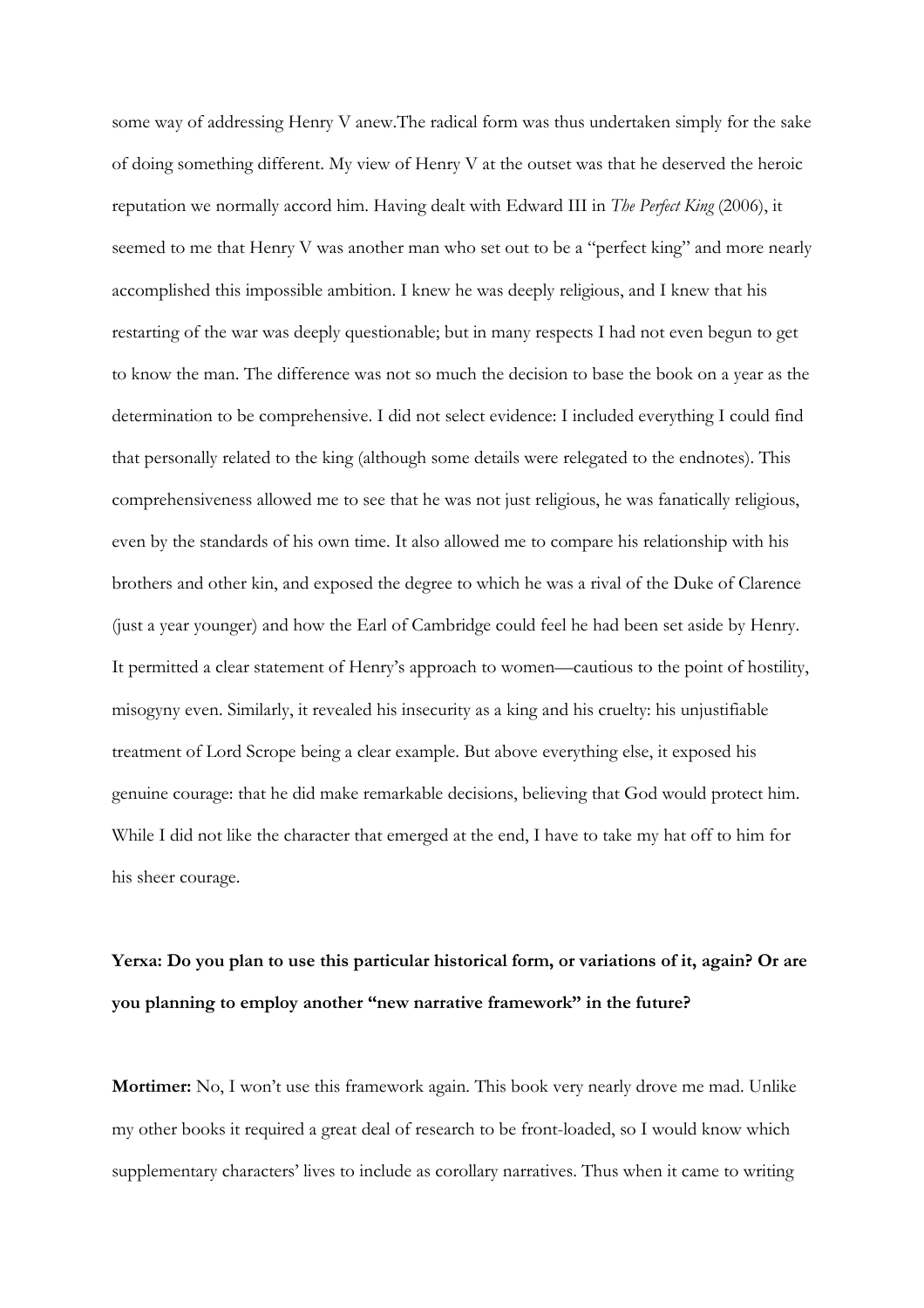some way of addressing Henry V anew.The radical form was thus undertaken simply for the sake of doing something different. My view of Henry V at the outset was that he deserved the heroic reputation we normally accord him. Having dealt with Edward III in *The Perfect King* (2006), it seemed to me that Henry V was another man who set out to be a "perfect king" and more nearly accomplished this impossible ambition. I knew he was deeply religious, and I knew that his restarting of the war was deeply questionable; but in many respects I had not even begun to get to know the man. The difference was not so much the decision to base the book on a year as the determination to be comprehensive. I did not select evidence: I included everything I could find that personally related to the king (although some details were relegated to the endnotes). This comprehensiveness allowed me to see that he was not just religious, he was fanatically religious, even by the standards of his own time. It also allowed me to compare his relationship with his brothers and other kin, and exposed the degree to which he was a rival of the Duke of Clarence (just a year younger) and how the Earl of Cambridge could feel he had been set aside by Henry. It permitted a clear statement of Henry's approach to women—cautious to the point of hostility, misogyny even. Similarly, it revealed his insecurity as a king and his cruelty: his unjustifiable treatment of Lord Scrope being a clear example. But above everything else, it exposed his genuine courage: that he did make remarkable decisions, believing that God would protect him. While I did not like the character that emerged at the end, I have to take my hat off to him for his sheer courage.

**Yerxa: Do you plan to use this particular historical form, or variations of it, again? Or are you planning to employ another "new narrative framework" in the future?**

**Mortimer:** No, I won't use this framework again. This book very nearly drove me mad. Unlike my other books it required a great deal of research to be front-loaded, so I would know which supplementary characters' lives to include as corollary narratives. Thus when it came to writing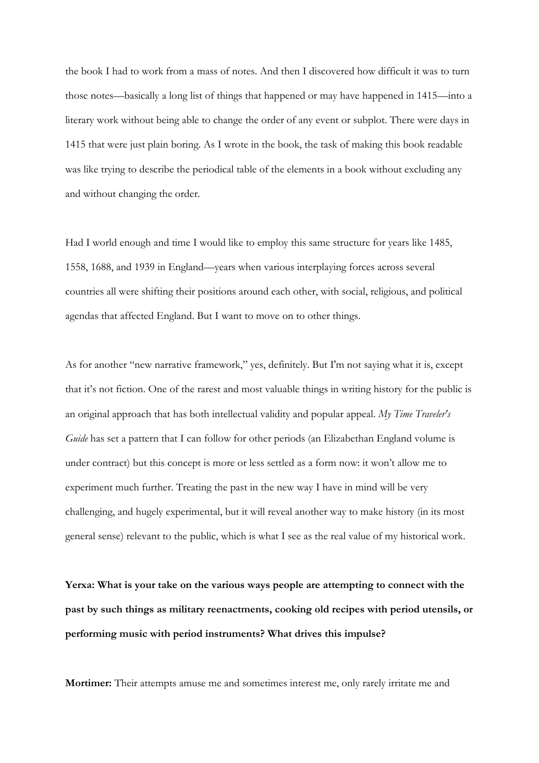the book I had to work from a mass of notes. And then I discovered how difficult it was to turn those notes—basically a long list of things that happened or may have happened in 1415—into a literary work without being able to change the order of any event or subplot. There were days in 1415 that were just plain boring. As I wrote in the book, the task of making this book readable was like trying to describe the periodical table of the elements in a book without excluding any and without changing the order.

Had I world enough and time I would like to employ this same structure for years like 1485, 1558, 1688, and 1939 in England—years when various interplaying forces across several countries all were shifting their positions around each other, with social, religious, and political agendas that affected England. But I want to move on to other things.

As for another "new narrative framework," yes, definitely. But I'm not saying what it is, except that it's not fiction. One of the rarest and most valuable things in writing history for the public is an original approach that has both intellectual validity and popular appeal. *My Time Traveler's Guide* has set a pattern that I can follow for other periods (an Elizabethan England volume is under contract) but this concept is more or less settled as a form now: it won't allow me to experiment much further. Treating the past in the new way I have in mind will be very challenging, and hugely experimental, but it will reveal another way to make history (in its most general sense) relevant to the public, which is what I see as the real value of my historical work.

**Yerxa: What is your take on the various ways people are attempting to connect with the past by such things as military reenactments, cooking old recipes with period utensils, or performing music with period instruments? What drives this impulse?**

**Mortimer:** Their attempts amuse me and sometimes interest me, only rarely irritate me and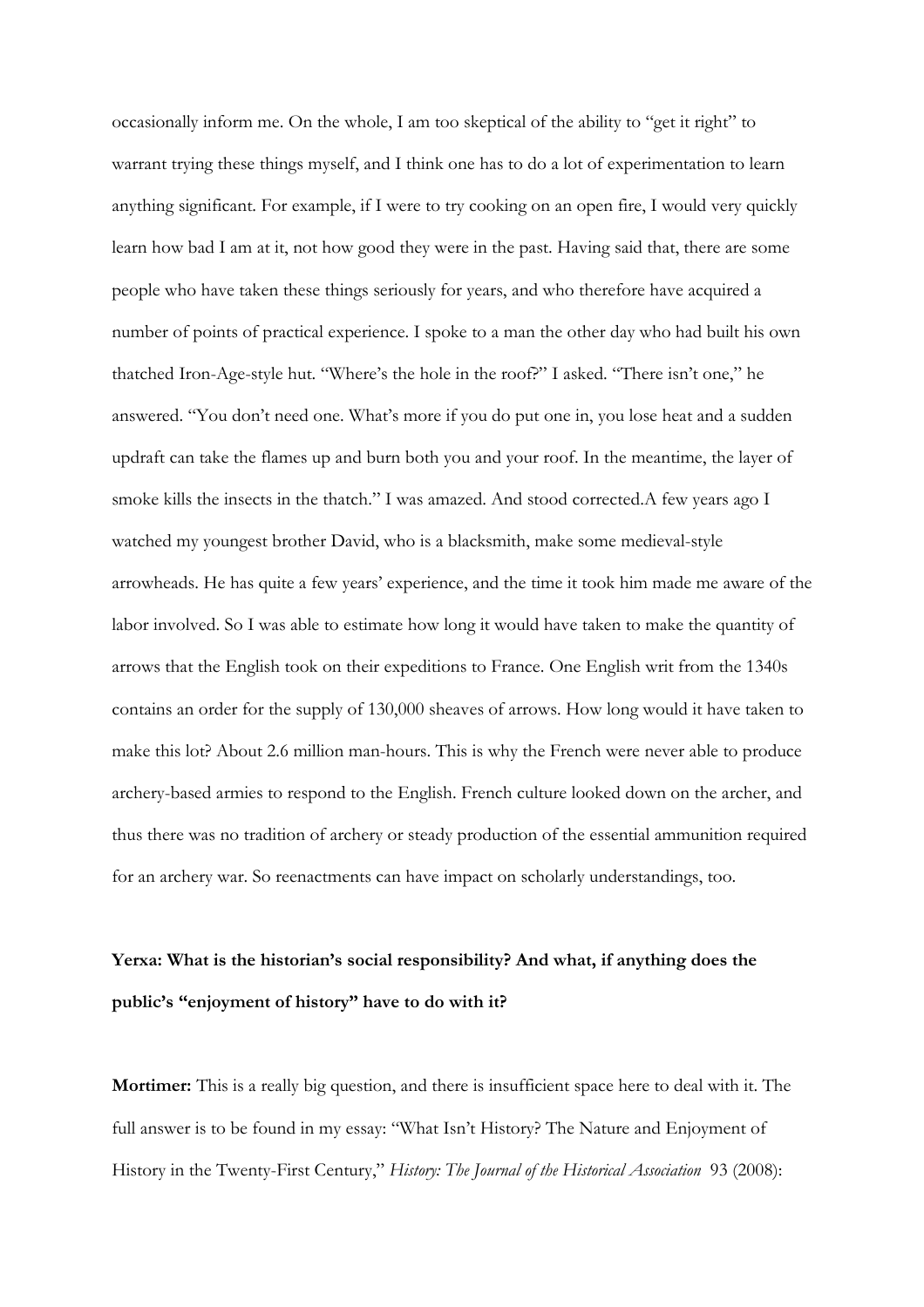occasionally inform me. On the whole, I am too skeptical of the ability to "get it right" to warrant trying these things myself, and I think one has to do a lot of experimentation to learn anything significant. For example, if I were to try cooking on an open fire, I would very quickly learn how bad I am at it, not how good they were in the past. Having said that, there are some people who have taken these things seriously for years, and who therefore have acquired a number of points of practical experience. I spoke to a man the other day who had built his own thatched Iron-Age-style hut. "Where's the hole in the roof?" I asked. "There isn't one," he answered. "You don't need one. What's more if you do put one in, you lose heat and a sudden updraft can take the flames up and burn both you and your roof. In the meantime, the layer of smoke kills the insects in the thatch." I was amazed. And stood corrected.A few years ago I watched my youngest brother David, who is a blacksmith, make some medieval-style arrowheads. He has quite a few years' experience, and the time it took him made me aware of the labor involved. So I was able to estimate how long it would have taken to make the quantity of arrows that the English took on their expeditions to France. One English writ from the 1340s contains an order for the supply of 130,000 sheaves of arrows. How long would it have taken to make this lot? About 2.6 million man-hours. This is why the French were never able to produce archery-based armies to respond to the English. French culture looked down on the archer, and thus there was no tradition of archery or steady production of the essential ammunition required for an archery war. So reenactments can have impact on scholarly understandings, too.

**Yerxa: What is the historian's social responsibility? And what, if anything does the public's "enjoyment of history" have to do with it?**

**Mortimer:** This is a really big question, and there is insufficient space here to deal with it. The full answer is to be found in my essay: "What Isn't History? The Nature and Enjoyment of History in the Twenty-First Century," *History: The Journal of the Historical Association* 93 (2008):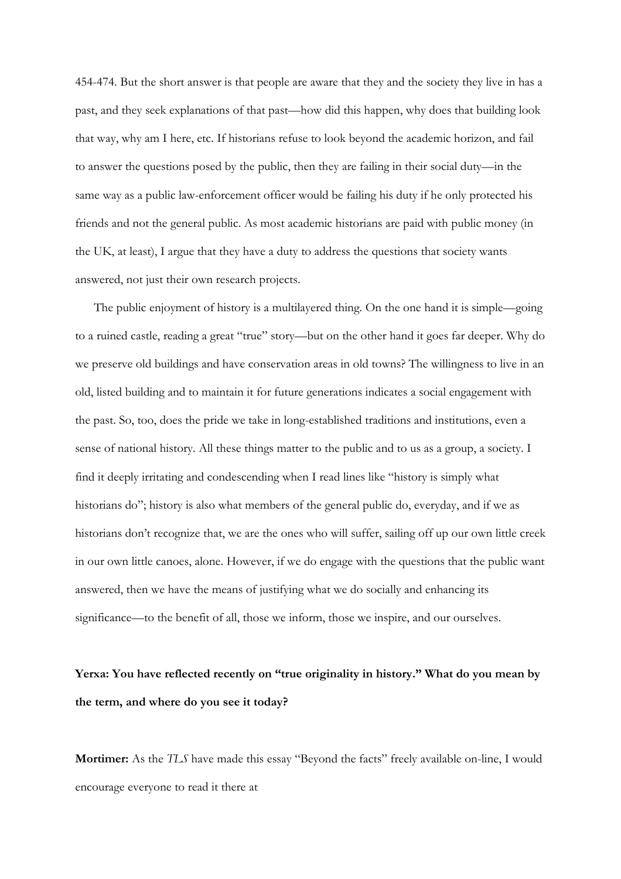454-474. But the short answer is that people are aware that they and the society they live in has a past, and they seek explanations of that past—how did this happen, why does that building look that way, why am I here, etc. If historians refuse to look beyond the academic horizon, and fail to answer the questions posed by the public, then they are failing in their social duty—in the same way as a public law-enforcement officer would be failing his duty if he only protected his friends and not the general public. As most academic historians are paid with public money (in the UK, at least), I argue that they have a duty to address the questions that society wants answered, not just their own research projects.

The public enjoyment of history is a multilayered thing. On the one hand it is simple—going to a ruined castle, reading a great "true" story—but on the other hand it goes far deeper. Why do we preserve old buildings and have conservation areas in old towns? The willingness to live in an old, listed building and to maintain it for future generations indicates a social engagement with the past. So, too, does the pride we take in long-established traditions and institutions, even a sense of national history. All these things matter to the public and to us as a group, a society. I find it deeply irritating and condescending when I read lines like "history is simply what historians do"; history is also what members of the general public do, everyday, and if we as historians don't recognize that, we are the ones who will suffer, sailing off up our own little creek in our own little canoes, alone. However, if we do engage with the questions that the public want answered, then we have the means of justifying what we do socially and enhancing its significance—to the benefit of all, those we inform, those we inspire, and our ourselves.

**Yerxa: You have reflected recently on "true originality in history." What do you mean by the term, and where do you see it today?**

**Mortimer:** As the *TLS* have made this essay "Beyond the facts" freely available on-line, I would encourage everyone to read it there at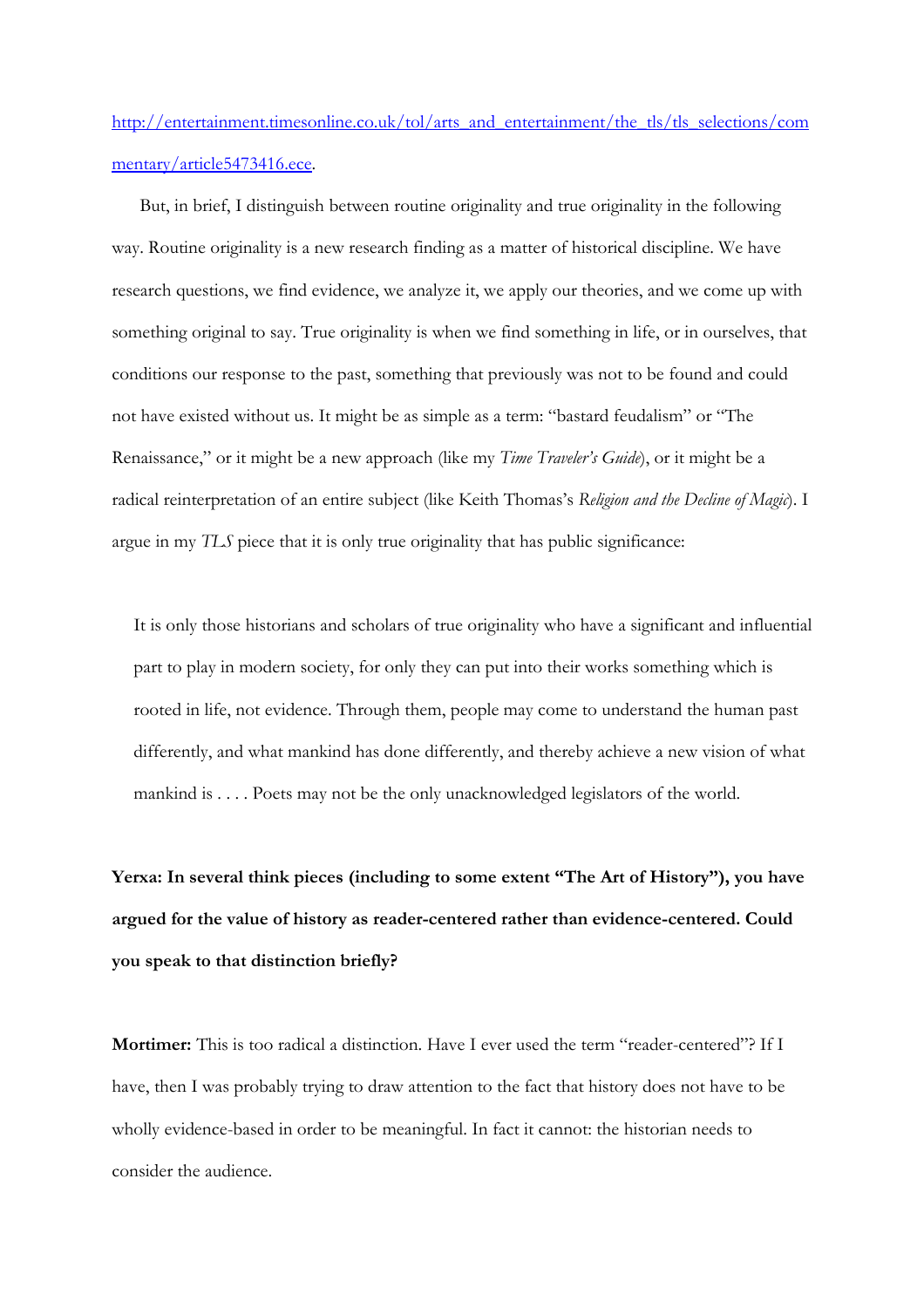[http://entertainment.timesonline.co.uk/tol/arts_and_entertainment/the_tls/tls_selections/commentary/article5473416.ece](http://entertainment.timesonline.co.uk/tol/arts_and_entertainment/the_tls/tls_selections/commentary/article5473416.ece).

But, in brief, I distinguish between routine originality and true originality in the following way. Routine originality is a new research finding as a matter of historical discipline. We have research questions, we find evidence, we analyze it, we apply our theories, and we come up with something original to say. True originality is when we find something in life, or in ourselves, that conditions our response to the past, something that previously was not to be found and could not have existed without us. It might be as simple as a term: "bastard feudalism" or "The Renaissance," or it might be a new approach (like my *Time Traveler's Guide*), or it might be a radical reinterpretation of an entire subject (like Keith Thomas's *Religion and the Decline of Magic*). I argue in my *TLS* piece that it is only true originality that has public significance:

> It is only those historians and scholars of true originality who have a significant and influential part to play in modern society, for only they can put into their works something which is rooted in life, not evidence. Through them, people may come to understand the human past differently, and what mankind has done differently, and thereby achieve a new vision of what mankind is . . . . Poets may not be the only unacknowledged legislators of the world.

**Yerxa: In several think pieces (including to some extent "The Art of History"), you have argued for the value of history as reader-centered rather than evidence-centered. Could you speak to that distinction briefly?**

**Mortimer:** This is too radical a distinction. Have I ever used the term "reader-centered"? If I have, then I was probably trying to draw attention to the fact that history does not have to be wholly evidence-based in order to be meaningful. In fact it cannot: the historian needs to consider the audience.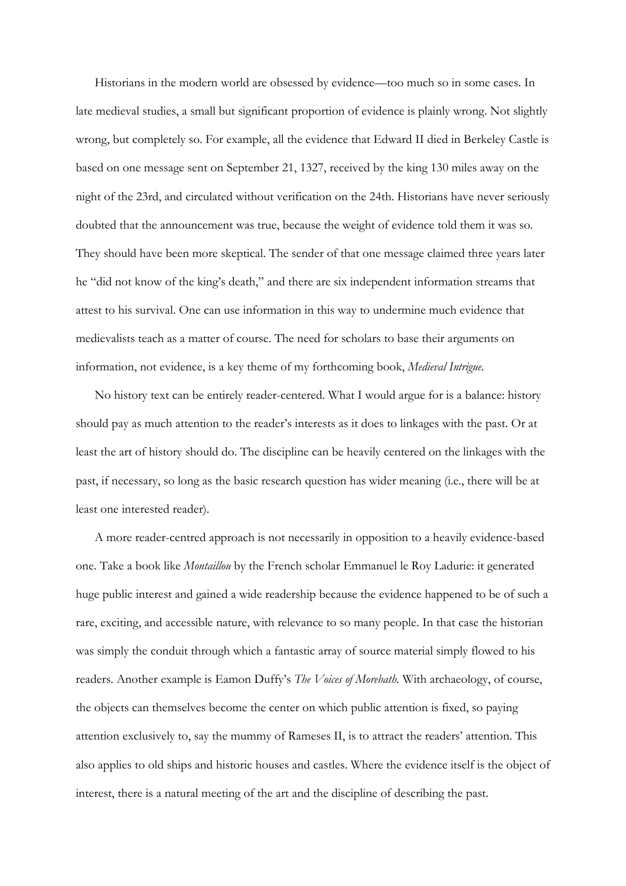Historians in the modern world are obsessed by evidence—too much so in some cases. In late medieval studies, a small but significant proportion of evidence is plainly wrong. Not slightly wrong, but completely so. For example, all the evidence that Edward II died in Berkeley Castle is based on one message sent on September 21, 1327, received by the king 130 miles away on the night of the 23rd, and circulated without verification on the 24th. Historians have never seriously doubted that the announcement was true, because the weight of evidence told them it was so. They should have been more skeptical. The sender of that one message claimed three years later he "did not know of the king's death," and there are six independent information streams that attest to his survival. One can use information in this way to undermine much evidence that medievalists teach as a matter of course. The need for scholars to base their arguments on information, not evidence, is a key theme of my forthcoming book, *Medieval Intrigue.*

No history text can be entirely reader-centered. What I would argue for is a balance: history should pay as much attention to the reader's interests as it does to linkages with the past. Or at least the art of history should do. The discipline can be heavily centered on the linkages with the past, if necessary, so long as the basic research question has wider meaning (i.e., there will be at least one interested reader).

A more reader-centred approach is not necessarily in opposition to a heavily evidence-based one. Take a book like *Montaillou* by the French scholar Emmanuel le Roy Ladurie: it generated huge public interest and gained a wide readership because the evidence happened to be of such a rare, exciting, and accessible nature, with relevance to so many people. In that case the historian was simply the conduit through which a fantastic array of source material simply flowed to his readers. Another example is Eamon Duffy's *The Voices of Morebath*. With archaeology, of course, the objects can themselves become the center on which public attention is fixed, so paying attention exclusively to, say the mummy of Rameses II, is to attract the readers' attention. This also applies to old ships and historic houses and castles. Where the evidence itself is the object of interest, there is a natural meeting of the art and the discipline of describing the past.